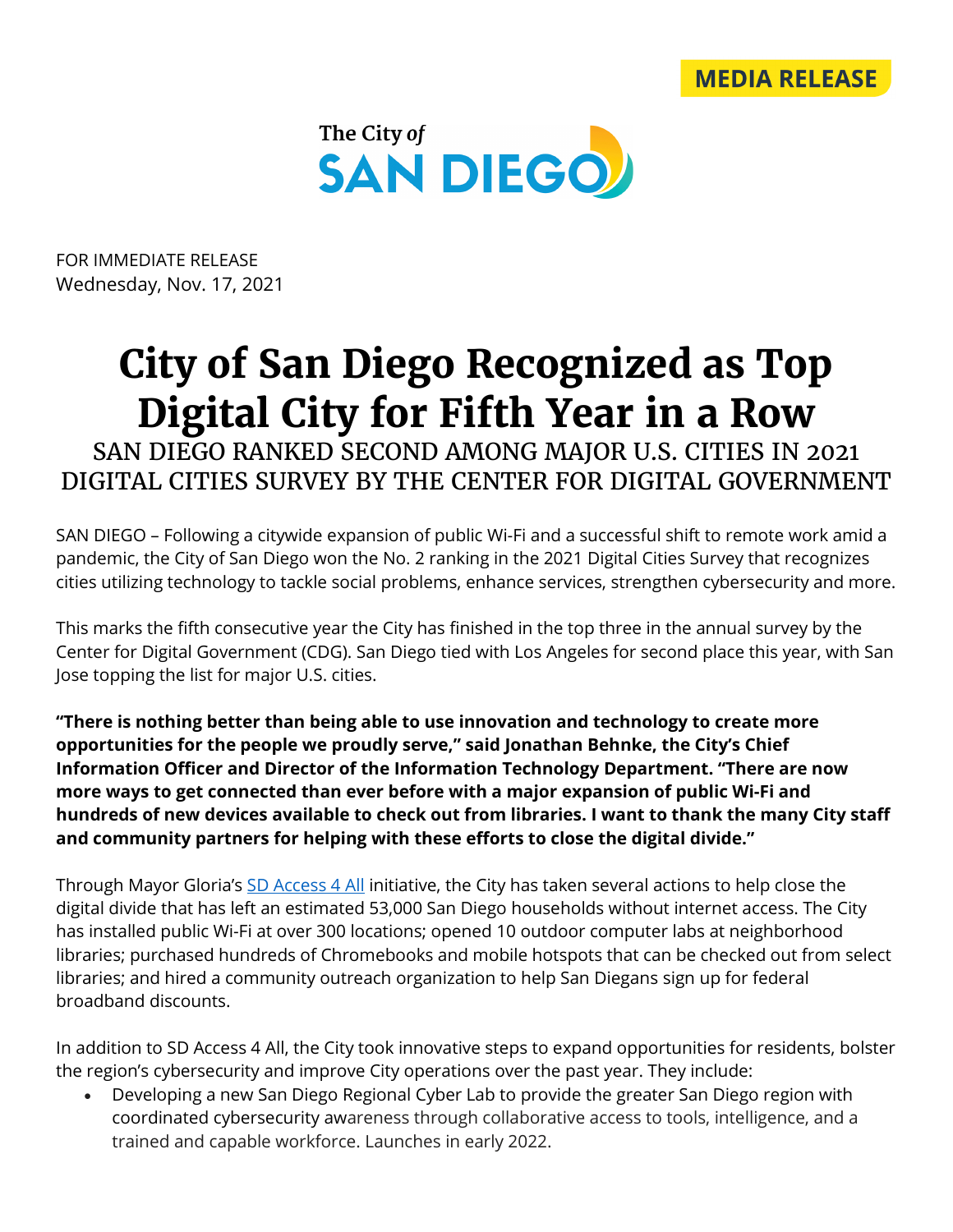MEDIA RELEASE

The City of SAN DIEGO

FOR IMMEDIATE RELEASE
Wednesday, Nov. 17, 2021

# City of San Diego Recognized as Top Digital City for Fifth Year in a Row

## SAN DIEGO RANKED SECOND AMONG MAJOR U.S. CITIES IN 2021 DIGITAL CITIES SURVEY BY THE CENTER FOR DIGITAL GOVERNMENT

SAN DIEGO – Following a citywide expansion of public Wi-Fi and a successful shift to remote work amid a pandemic, the City of San Diego won the No. 2 ranking in the 2021 Digital Cities Survey that recognizes cities utilizing technology to tackle social problems, enhance services, strengthen cybersecurity and more.

This marks the fifth consecutive year the City has finished in the top three in the annual survey by the Center for Digital Government (CDG). San Diego tied with Los Angeles for second place this year, with San Jose topping the list for major U.S. cities.

**"There is nothing better than being able to use innovation and technology to create more opportunities for the people we proudly serve," said Jonathan Behnke, the City's Chief Information Officer and Director of the Information Technology Department. "There are now more ways to get connected than ever before with a major expansion of public Wi-Fi and hundreds of new devices available to check out from libraries. I want to thank the many City staff and community partners for helping with these efforts to close the digital divide."**

Through Mayor Gloria's SD Access 4 All initiative, the City has taken several actions to help close the digital divide that has left an estimated 53,000 San Diego households without internet access. The City has installed public Wi-Fi at over 300 locations; opened 10 outdoor computer labs at neighborhood libraries; purchased hundreds of Chromebooks and mobile hotspots that can be checked out from select libraries; and hired a community outreach organization to help San Diegans sign up for federal broadband discounts.

In addition to SD Access 4 All, the City took innovative steps to expand opportunities for residents, bolster the region's cybersecurity and improve City operations over the past year. They include:

- Developing a new San Diego Regional Cyber Lab to provide the greater San Diego region with coordinated cybersecurity awareness through collaborative access to tools, intelligence, and a trained and capable workforce. Launches in early 2022.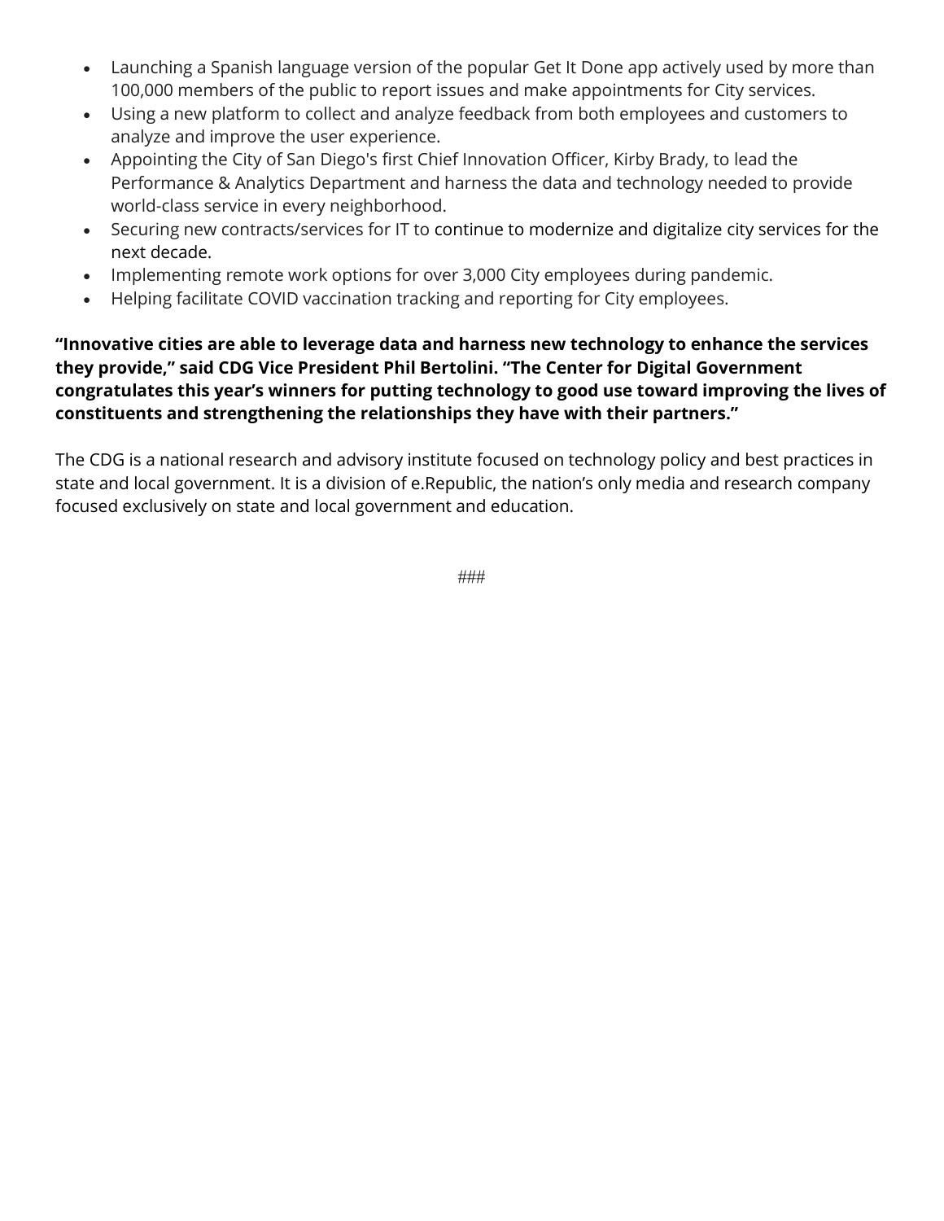- Launching a Spanish language version of the popular Get It Done app actively used by more than 100,000 members of the public to report issues and make appointments for City services.
- Using a new platform to collect and analyze feedback from both employees and customers to analyze and improve the user experience.
- Appointing the City of San Diego's first Chief Innovation Officer, Kirby Brady, to lead the Performance & Analytics Department and harness the data and technology needed to provide world-class service in every neighborhood.
- Securing new contracts/services for IT to continue to modernize and digitalize city services for the next decade.
- Implementing remote work options for over 3,000 City employees during pandemic.
- Helping facilitate COVID vaccination tracking and reporting for City employees.

**"Innovative cities are able to leverage data and harness new technology to enhance the services they provide," said CDG Vice President Phil Bertolini. "The Center for Digital Government congratulates this year's winners for putting technology to good use toward improving the lives of constituents and strengthening the relationships they have with their partners."**

The CDG is a national research and advisory institute focused on technology policy and best practices in state and local government. It is a division of e.Republic, the nation's only media and research company focused exclusively on state and local government and education.

###